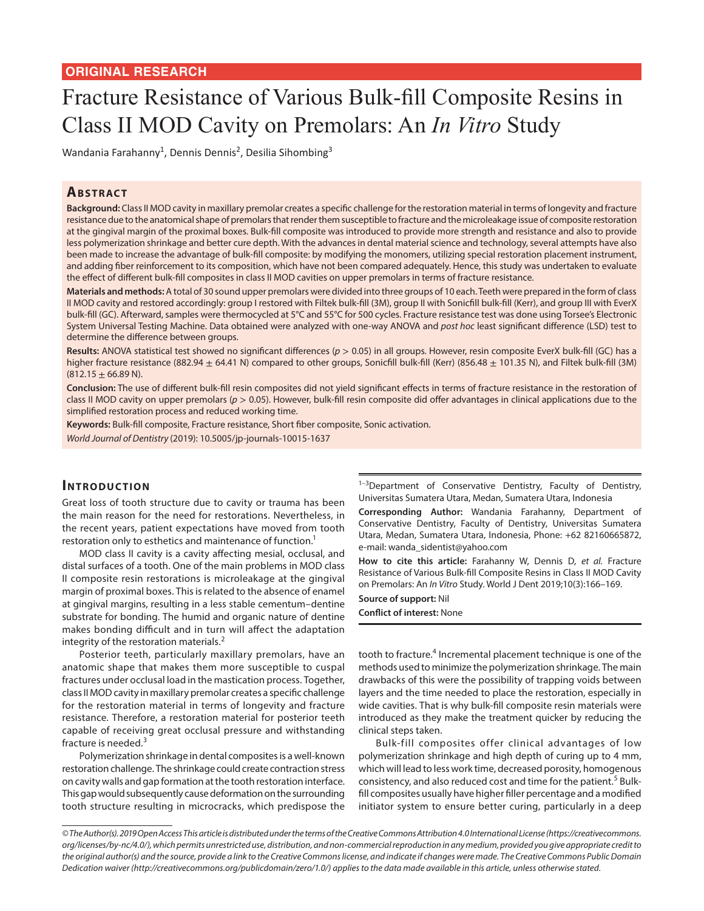ORIGINAL RESEARCH

# Fracture Resistance of Various Bulk-fill Composite Resins in Class II MOD Cavity on Premolars: An *In Vitro* Study

Wandania Farahanny[1], Dennis Dennis[2], Desilia Sihombing[3]

## Abstract

**Background:** Class II MOD cavity in maxillary premolar creates a specific challenge for the restoration material in terms of longevity and fracture resistance due to the anatomical shape of premolars that render them susceptible to fracture and the microleakage issue of composite restoration at the gingival margin of the proximal boxes. Bulk-fill composite was introduced to provide more strength and resistance and also to provide less polymerization shrinkage and better cure depth. With the advances in dental material science and technology, several attempts have also been made to increase the advantage of bulk-fill composite: by modifying the monomers, utilizing special restoration placement instrument, and adding fiber reinforcement to its composition, which have not been compared adequately. Hence, this study was undertaken to evaluate the effect of different bulk-fill composites in class II MOD cavities on upper premolars in terms of fracture resistance.

**Materials and methods:** A total of 30 sound upper premolars were divided into three groups of 10 each. Teeth were prepared in the form of class II MOD cavity and restored accordingly: group I restored with Filtek bulk-fill (3M), group II with Sonicfill bulk-fill (Kerr), and group III with EverX bulk-fill (GC). Afterward, samples were thermocycled at 5°C and 55°C for 500 cycles. Fracture resistance test was done using Torsee's Electronic System Universal Testing Machine. Data obtained were analyzed with one-way ANOVA and *post hoc* least significant difference (LSD) test to determine the difference between groups.

**Results:** ANOVA statistical test showed no significant differences ($p > 0.05$) in all groups. However, resin composite EverX bulk-fill (GC) has a higher fracture resistance ($882.94 \pm 64.41$ N) compared to other groups, Sonicfill bulk-fill (Kerr) ($856.48 \pm 101.35$ N), and Filtek bulk-fill (3M) ($812.15 \pm 66.89$ N).

**Conclusion:** The use of different bulk-fill resin composites did not yield significant effects in terms of fracture resistance in the restoration of class II MOD cavity on upper premolars ($p > 0.05$). However, bulk-fill resin composite did offer advantages in clinical applications due to the simplified restoration process and reduced working time.

**Keywords:** Bulk-fill composite, Fracture resistance, Short fiber composite, Sonic activation.

*World Journal of Dentistry* (2019): 10.5005/jp-journals-10015-1637

[1–3]Department of Conservative Dentistry, Faculty of Dentistry, Universitas Sumatera Utara, Medan, Sumatera Utara, Indonesia

**Corresponding Author:** Wandania Farahanny, Department of Conservative Dentistry, Faculty of Dentistry, Universitas Sumatera Utara, Medan, Sumatera Utara, Indonesia, Phone: +62 82160665872, e-mail: wanda_sidentist@yahoo.com

**How to cite this article:** Farahanny W, Dennis D, *et al.* Fracture Resistance of Various Bulk-fill Composite Resins in Class II MOD Cavity on Premolars: An *In Vitro* Study. World J Dent 2019;10(3):166–169.

**Source of support:** Nil

**Conflict of interest:** None

## Introduction

Great loss of tooth structure due to cavity or trauma has been the main reason for the need for restorations. Nevertheless, in the recent years, patient expectations have moved from tooth restoration only to esthetics and maintenance of function.[1]

MOD class II cavity is a cavity affecting mesial, occlusal, and distal surfaces of a tooth. One of the main problems in MOD class II composite resin restorations is microleakage at the gingival margin of proximal boxes. This is related to the absence of enamel at gingival margins, resulting in a less stable cementum–dentine substrate for bonding. The humid and organic nature of dentine makes bonding difficult and in turn will affect the adaptation integrity of the restoration materials.[2]

Posterior teeth, particularly maxillary premolars, have an anatomic shape that makes them more susceptible to cuspal fractures under occlusal load in the mastication process. Together, class II MOD cavity in maxillary premolar creates a specific challenge for the restoration material in terms of longevity and fracture resistance. Therefore, a restoration material for posterior teeth capable of receiving great occlusal pressure and withstanding fracture is needed.[3]

Polymerization shrinkage in dental composites is a well-known restoration challenge. The shrinkage could create contraction stress on cavity walls and gap formation at the tooth restoration interface. This gap would subsequently cause deformation on the surrounding tooth structure resulting in microcracks, which predispose the tooth to fracture.[4] Incremental placement technique is one of the methods used to minimize the polymerization shrinkage. The main drawbacks of this were the possibility of trapping voids between layers and the time needed to place the restoration, especially in wide cavities. That is why bulk-fill composite resin materials were introduced as they make the treatment quicker by reducing the clinical steps taken.

Bulk-fill composites offer clinical advantages of low polymerization shrinkage and high depth of curing up to 4 mm, which will lead to less work time, decreased porosity, homogenous consistency, and also reduced cost and time for the patient.[5] Bulk-fill composites usually have higher filler percentage and a modified initiator system to ensure better curing, particularly in a deep

© The Author(s). 2019 Open Access This article is distributed under the terms of the Creative Commons Attribution 4.0 International License (https://creativecommons.org/licenses/by-nc/4.0/), which permits unrestricted use, distribution, and non-commercial reproduction in any medium, provided you give appropriate credit to the original author(s) and the source, provide a link to the Creative Commons license, and indicate if changes were made. The Creative Commons Public Domain Dedication waiver (http://creativecommons.org/publicdomain/zero/1.0/) applies to the data made available in this article, unless otherwise stated.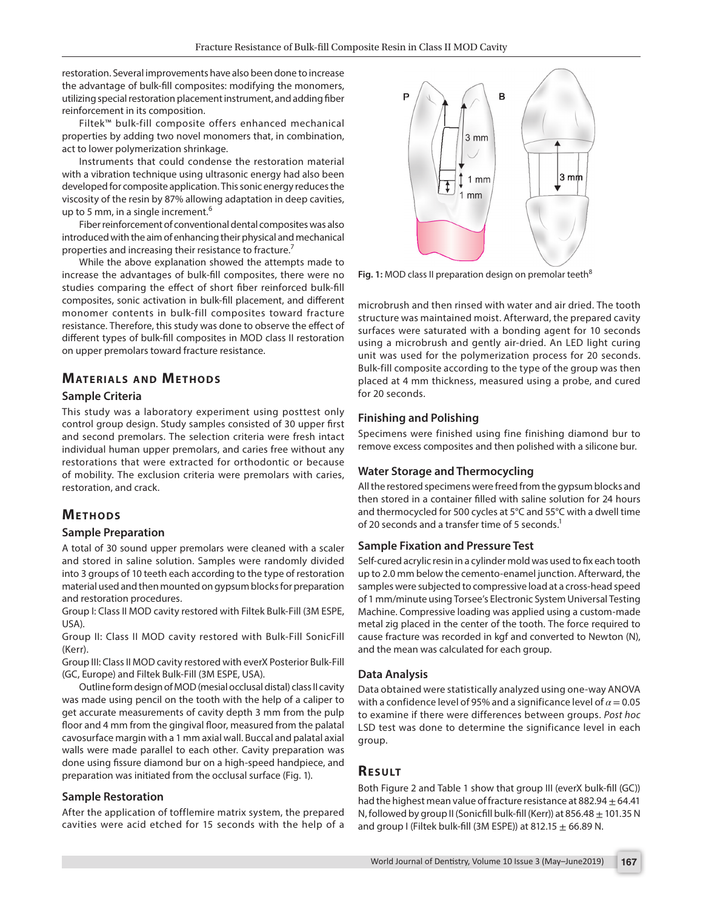restoration. Several improvements have also been done to increase the advantage of bulk-fill composites: modifying the monomers, utilizing special restoration placement instrument, and adding fiber reinforcement in its composition.

Filtek™ bulk-fill composite offers enhanced mechanical properties by adding two novel monomers that, in combination, act to lower polymerization shrinkage.

Instruments that could condense the restoration material with a vibration technique using ultrasonic energy had also been developed for composite application. This sonic energy reduces the viscosity of the resin by 87% allowing adaptation in deep cavities, up to 5 mm, in a single increment.[6]

Fiber reinforcement of conventional dental composites was also introduced with the aim of enhancing their physical and mechanical properties and increasing their resistance to fracture.[7]

While the above explanation showed the attempts made to increase the advantages of bulk-fill composites, there were no studies comparing the effect of short fiber reinforced bulk-fill composites, sonic activation in bulk-fill placement, and different monomer contents in bulk-fill composites toward fracture resistance. Therefore, this study was done to observe the effect of different types of bulk-fill composites in MOD class II restoration on upper premolars toward fracture resistance.

## Materials and Methods

### Sample Criteria

This study was a laboratory experiment using posttest only control group design. Study samples consisted of 30 upper first and second premolars. The selection criteria were fresh intact individual human upper premolars, and caries free without any restorations that were extracted for orthodontic or because of mobility. The exclusion criteria were premolars with caries, restoration, and crack.

## Methods

### Sample Preparation

A total of 30 sound upper premolars were cleaned with a scaler and stored in saline solution. Samples were randomly divided into 3 groups of 10 teeth each according to the type of restoration material used and then mounted on gypsum blocks for preparation and restoration procedures.

Group I: Class II MOD cavity restored with Filtek Bulk-Fill (3M ESPE, USA).

Group II: Class II MOD cavity restored with Bulk-Fill SonicFill (Kerr).

Group III: Class II MOD cavity restored with everX Posterior Bulk-Fill (GC, Europe) and Filtek Bulk-Fill (3M ESPE, USA).

Outline form design of MOD (mesial occlusal distal) class II cavity was made using pencil on the tooth with the help of a caliper to get accurate measurements of cavity depth 3 mm from the pulp floor and 4 mm from the gingival floor, measured from the palatal cavosurface margin with a 1 mm axial wall. Buccal and palatal axial walls were made parallel to each other. Cavity preparation was done using fissure diamond bur on a high-speed handpiece, and preparation was initiated from the occlusal surface (Fig. 1).

**Fig. 1:** MOD class II preparation design on premolar teeth[8]

### Sample Restoration

After the application of tofflemire matrix system, the prepared cavities were acid etched for 15 seconds with the help of a microbrush and then rinsed with water and air dried. The tooth structure was maintained moist. Afterward, the prepared cavity surfaces were saturated with a bonding agent for 10 seconds using a microbrush and gently air-dried. An LED light curing unit was used for the polymerization process for 20 seconds. Bulk-fill composite according to the type of the group was then placed at 4 mm thickness, measured using a probe, and cured for 20 seconds.

### Finishing and Polishing

Specimens were finished using fine finishing diamond bur to remove excess composites and then polished with a silicone bur.

### Water Storage and Thermocycling

All the restored specimens were freed from the gypsum blocks and then stored in a container filled with saline solution for 24 hours and thermocycled for 500 cycles at 5°C and 55°C with a dwell time of 20 seconds and a transfer time of 5 seconds.[1]

### Sample Fixation and Pressure Test

Self-cured acrylic resin in a cylinder mold was used to fix each tooth up to 2.0 mm below the cemento-enamel junction. Afterward, the samples were subjected to compressive load at a cross-head speed of 1 mm/minute using Torsee's Electronic System Universal Testing Machine. Compressive loading was applied using a custom-made metal zig placed in the center of the tooth. The force required to cause fracture was recorded in kgf and converted to Newton (N), and the mean was calculated for each group.

### Data Analysis

Data obtained were statistically analyzed using one-way ANOVA with a confidence level of 95% and a significance level of $\alpha = 0.05$ to examine if there were differences between groups. *Post hoc* LSD test was done to determine the significance level in each group.

## Result

Both Figure 2 and Table 1 show that group III (everX bulk-fill (GC)) had the highest mean value of fracture resistance at $882.94 \pm 64.41$ N, followed by group II (Sonicfill bulk-fill (Kerr)) at $856.48 \pm 101.35$ N and group I (Filtek bulk-fill (3M ESPE)) at $812.15 \pm 66.89$ N.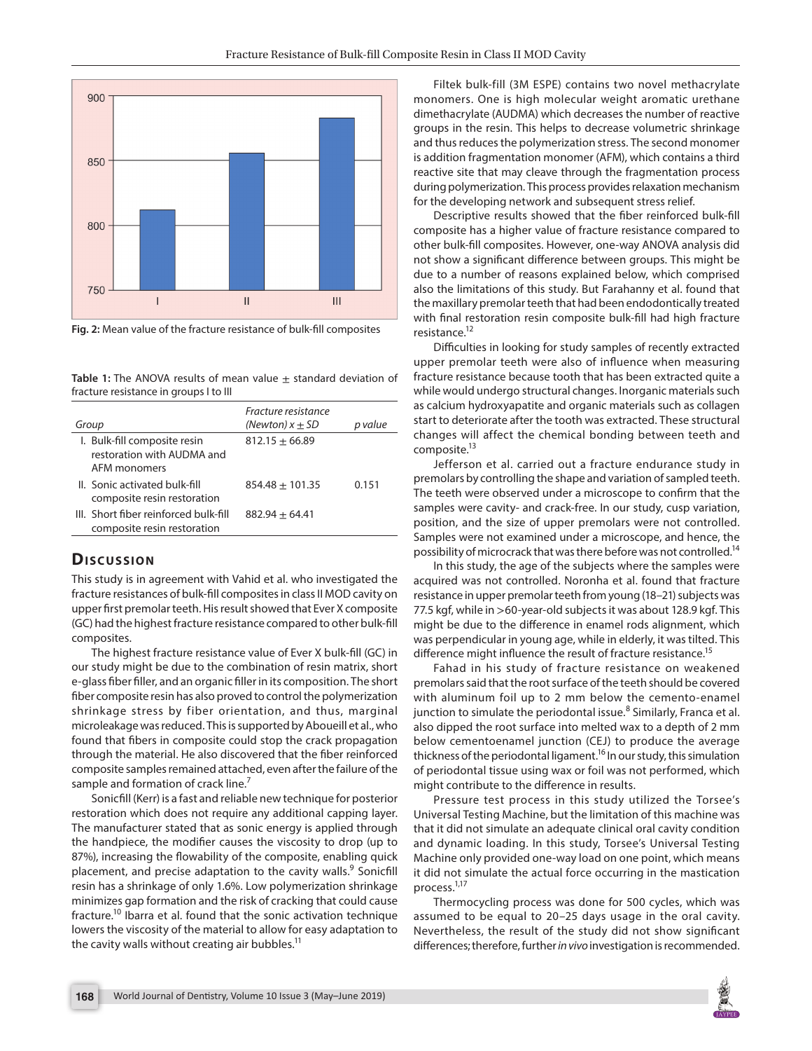Fig. 2: Mean value of the fracture resistance of bulk-fill composites

**Table 1:** The ANOVA results of mean value ± standard deviation of fracture resistance in groups I to III

| Group | Fracture resistance (Newton) $x \pm SD$ | p value |
|---|---|---|
| I. Bulk-fill composite resin restoration with AUDMA and AFM monomers | $812.15 \pm 66.89$ | |
| II. Sonic activated bulk-fill composite resin restoration | $854.48 \pm 101.35$ | 0.151 |
| III. Short fiber reinforced bulk-fill composite resin restoration | $882.94 \pm 64.41$ | |

## Discussion

This study is in agreement with Vahid et al. who investigated the fracture resistances of bulk-fill composites in class II MOD cavity on upper first premolar teeth. His result showed that Ever X composite (GC) had the highest fracture resistance compared to other bulk-fill composites.

The highest fracture resistance value of Ever X bulk-fill (GC) in our study might be due to the combination of resin matrix, short e-glass fiber filler, and an organic filler in its composition. The short fiber composite resin has also proved to control the polymerization shrinkage stress by fiber orientation, and thus, marginal microleakage was reduced. This is supported by Aboueill et al., who found that fibers in composite could stop the crack propagation through the material. He also discovered that the fiber reinforced composite samples remained attached, even after the failure of the sample and formation of crack line.[7]

Sonicfill (Kerr) is a fast and reliable new technique for posterior restoration which does not require any additional capping layer. The manufacturer stated that as sonic energy is applied through the handpiece, the modifier causes the viscosity to drop (up to 87%), increasing the flowability of the composite, enabling quick placement, and precise adaptation to the cavity walls.[9] Sonicfill resin has a shrinkage of only 1.6%. Low polymerization shrinkage minimizes gap formation and the risk of cracking that could cause fracture.[10] Ibarra et al. found that the sonic activation technique lowers the viscosity of the material to allow for easy adaptation to the cavity walls without creating air bubbles.[11]

Filtek bulk-fill (3M ESPE) contains two novel methacrylate monomers. One is high molecular weight aromatic urethane dimethacrylate (AUDMA) which decreases the number of reactive groups in the resin. This helps to decrease volumetric shrinkage and thus reduces the polymerization stress. The second monomer is addition fragmentation monomer (AFM), which contains a third reactive site that may cleave through the fragmentation process during polymerization. This process provides relaxation mechanism for the developing network and subsequent stress relief.

Descriptive results showed that the fiber reinforced bulk-fill composite has a higher value of fracture resistance compared to other bulk-fill composites. However, one-way ANOVA analysis did not show a significant difference between groups. This might be due to a number of reasons explained below, which comprised also the limitations of this study. But Farahanny et al. found that the maxillary premolar teeth that had been endodontically treated with final restoration resin composite bulk-fill had high fracture resistance.[12]

Difficulties in looking for study samples of recently extracted upper premolar teeth were also of influence when measuring fracture resistance because tooth that has been extracted quite a while would undergo structural changes. Inorganic materials such as calcium hydroxyapatite and organic materials such as collagen start to deteriorate after the tooth was extracted. These structural changes will affect the chemical bonding between teeth and composite.[13]

Jefferson et al. carried out a fracture endurance study in premolars by controlling the shape and variation of sampled teeth. The teeth were observed under a microscope to confirm that the samples were cavity- and crack-free. In our study, cusp variation, position, and the size of upper premolars were not controlled. Samples were not examined under a microscope, and hence, the possibility of microcrack that was there before was not controlled.[14]

In this study, the age of the subjects where the samples were acquired was not controlled. Noronha et al. found that fracture resistance in upper premolar teeth from young (18–21) subjects was 77.5 kgf, while in >60-year-old subjects it was about 128.9 kgf. This might be due to the difference in enamel rods alignment, which was perpendicular in young age, while in elderly, it was tilted. This difference might influence the result of fracture resistance.[15]

Fahad in his study of fracture resistance on weakened premolars said that the root surface of the teeth should be covered with aluminum foil up to 2 mm below the cemento-enamel junction to simulate the periodontal issue.[8] Similarly, Franca et al. also dipped the root surface into melted wax to a depth of 2 mm below cementoenamel junction (CEJ) to produce the average thickness of the periodontal ligament.[16] In our study, this simulation of periodontal tissue using wax or foil was not performed, which might contribute to the difference in results.

Pressure test process in this study utilized the Torsee's Universal Testing Machine, but the limitation of this machine was that it did not simulate an adequate clinical oral cavity condition and dynamic loading. In this study, Torsee's Universal Testing Machine only provided one-way load on one point, which means it did not simulate the actual force occurring in the mastication process.[1,17]

Thermocycling process was done for 500 cycles, which was assumed to be equal to 20–25 days usage in the oral cavity. Nevertheless, the result of the study did not show significant differences; therefore, further *in vivo* investigation is recommended.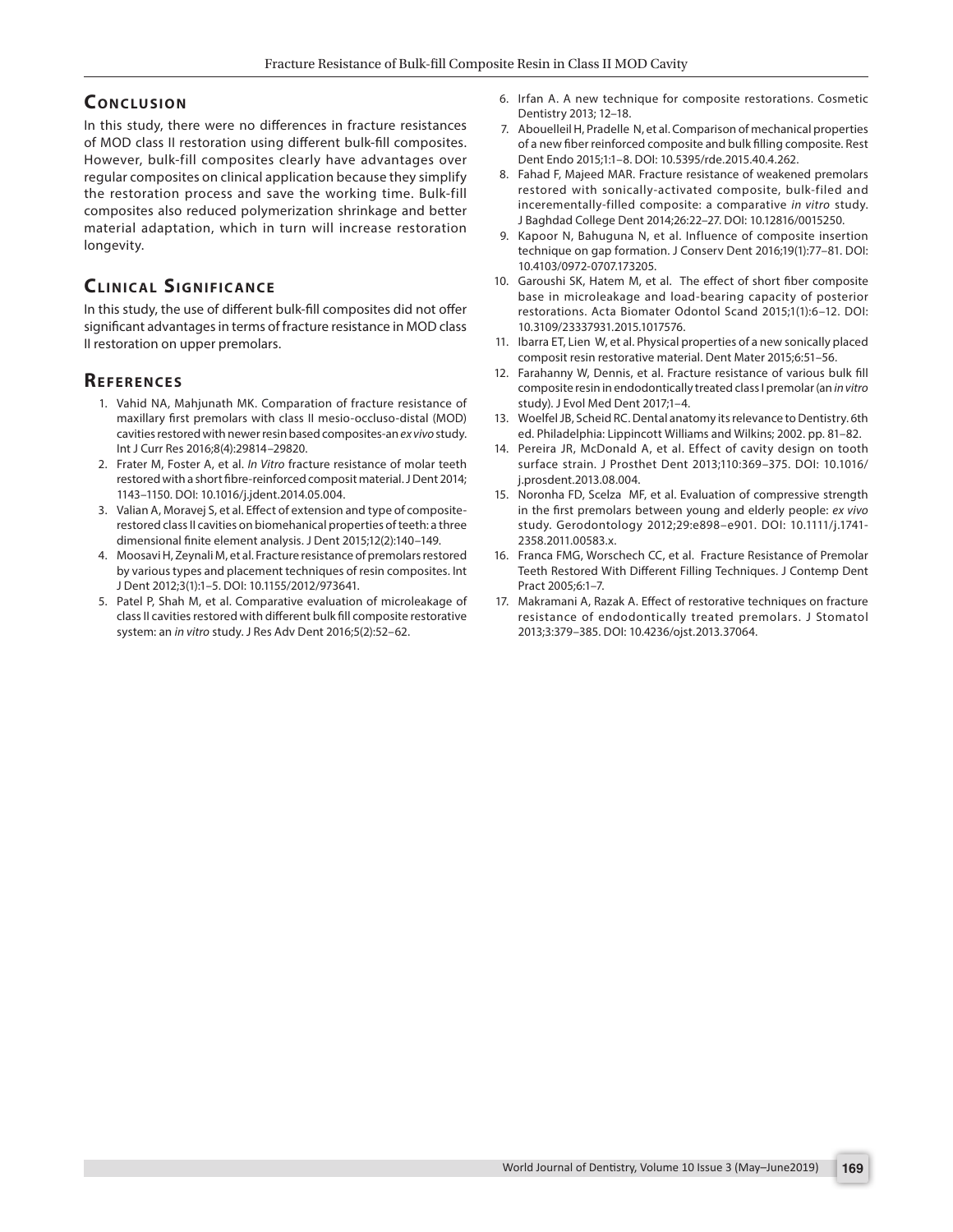## Conclusion

In this study, there were no differences in fracture resistances of MOD class II restoration using different bulk-fill composites. However, bulk-fill composites clearly have advantages over regular composites on clinical application because they simplify the restoration process and save the working time. Bulk-fill composites also reduced polymerization shrinkage and better material adaptation, which in turn will increase restoration longevity.

## Clinical Significance

In this study, the use of different bulk-fill composites did not offer significant advantages in terms of fracture resistance in MOD class II restoration on upper premolars.

## References

1. Vahid NA, Mahjunath MK. Comparation of fracture resistance of maxillary first premolars with class II mesio-occluso-distal (MOD) cavities restored with newer resin based composites-an *ex vivo* study. Int J Curr Res 2016;8(4):29814–29820.
2. Frater M, Foster A, et al. *In Vitro* fracture resistance of molar teeth restored with a short fibre-reinforced composit material. J Dent 2014; 1143–1150. DOI: 10.1016/j.jdent.2014.05.004.
3. Valian A, Moravej S, et al. Effect of extension and type of composite-restored class II cavities on biomehanical properties of teeth: a three dimensional finite element analysis. J Dent 2015;12(2):140–149.
4. Moosavi H, Zeynali M, et al. Fracture resistance of premolars restored by various types and placement techniques of resin composites. Int J Dent 2012;3(1):1–5. DOI: 10.1155/2012/973641.
5. Patel P, Shah M, et al. Comparative evaluation of microleakage of class II cavities restored with different bulk fill composite restorative system: an *in vitro* study. J Res Adv Dent 2016;5(2):52–62.
6. Irfan A. A new technique for composite restorations. Cosmetic Dentistry 2013; 12–18.
7. Abouelleil H, Pradelle N, et al. Comparison of mechanical properties of a new fiber reinforced composite and bulk filling composite. Rest Dent Endo 2015;1:1–8. DOI: 10.5395/rde.2015.40.4.262.
8. Fahad F, Majeed MAR. Fracture resistance of weakened premolars restored with sonically-activated composite, bulk-filed and incerementally-filled composite: a comparative *in vitro* study. J Baghdad College Dent 2014;26:22–27. DOI: 10.12816/0015250.
9. Kapoor N, Bahuguna N, et al. Influence of composite insertion technique on gap formation. J Conserv Dent 2016;19(1):77–81. DOI: 10.4103/0972-0707.173205.
10. Garoushi SK, Hatem M, et al. The effect of short fiber composite base in microleakage and load-bearing capacity of posterior restorations. Acta Biomater Odontol Scand 2015;1(1):6–12. DOI: 10.3109/23337931.2015.1017576.
11. Ibarra ET, Lien W, et al. Physical properties of a new sonically placed composit resin restorative material. Dent Mater 2015;6:51–56.
12. Farahanny W, Dennis, et al. Fracture resistance of various bulk fill composite resin in endodontically treated class I premolar (an *in vitro* study). J Evol Med Dent 2017;1–4.
13. Woelfel JB, Scheid RC. Dental anatomy its relevance to Dentistry. 6th ed. Philadelphia: Lippincott Williams and Wilkins; 2002. pp. 81–82.
14. Pereira JR, McDonald A, et al. Effect of cavity design on tooth surface strain. J Prosthet Dent 2013;110:369–375. DOI: 10.1016/j.prosdent.2013.08.004.
15. Noronha FD, Scelza MF, et al. Evaluation of compressive strength in the first premolars between young and elderly people: *ex vivo* study. Gerodontology 2012;29:e898–e901. DOI: 10.1111/j.1741-2358.2011.00583.x.
16. Franca FMG, Worschech CC, et al. Fracture Resistance of Premolar Teeth Restored With Different Filling Techniques. J Contemp Dent Pract 2005;6:1–7.
17. Makramani A, Razak A. Effect of restorative techniques on fracture resistance of endodontically treated premolars. J Stomatol 2013;3:379–385. DOI: 10.4236/ojst.2013.37064.